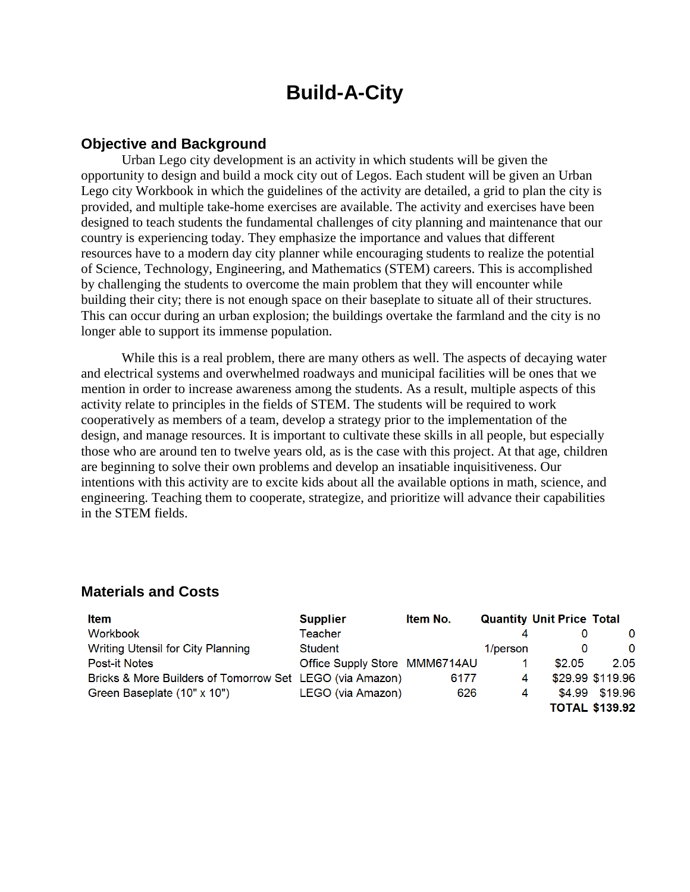# Build-A-City

## Objective and Background

Urban Lego city development is an activity in which students will be given the opportunity to design and build a mock city out of Legos. Each student will be given an Urban Lego city Workbook in which the guidelines of the activity are detailed, a grid to plan the city is provided, and multiple take-home exercises are available. The activity and exercises have been designed to teach students the fundamental challenges of city planning and maintenance that our country is experiencing today. They emphasize the importance and values that different resources have to a modern day city planner while encouraging students to realize the potential of Science, Technology, Engineering, and Mathematics (STEM) careers. This is accomplished by challenging the students to overcome the main problem that they will encounter while building their city; there is not enough space on their baseplate to situate all of their structures. This can occur during an urban explosion; the buildings overtake the farmland and the city is no longer able to support its immense population.

While this is a real problem, there are many others as well. The aspects of decaying water and electrical systems and overwhelmed roadways and municipal facilities will be ones that we mention in order to increase awareness among the students. As a result, multiple aspects of this activity relate to principles in the fields of STEM. The students will be required to work cooperatively as members of a team, develop a strategy prior to the implementation of the design, and manage resources. It is important to cultivate these skills in all people, but especially those who are around ten to twelve years old, as is the case with this project. At that age, children are beginning to solve their own problems and develop an insatiable inquisitiveness. Our intentions with this activity are to excite kids about all the available options in math, science, and engineering. Teaching them to cooperate, strategize, and prioritize will advance their capabilities in the STEM fields.

## Materials and Costs

| Item | Supplier | Item No. | Quantity | Unit Price | Total |
|---|---|---|---|---|---|
| Workbook | Teacher | | 4 | 0 | 0 |
| Writing Utensil for City Planning | Student | | 1/person | 0 | 0 |
| Post-it Notes | Office Supply Store | MMM6714AU | 1 | $2.05 | 2.05 |
| Bricks & More Builders of Tomorrow Set | LEGO (via Amazon) | 6177 | 4 | $29.99 | $119.96 |
| Green Baseplate (10" x 10") | LEGO (via Amazon) | 626 | 4 | $4.99 | $19.96 |
| | | | | **TOTAL** | **$139.92** |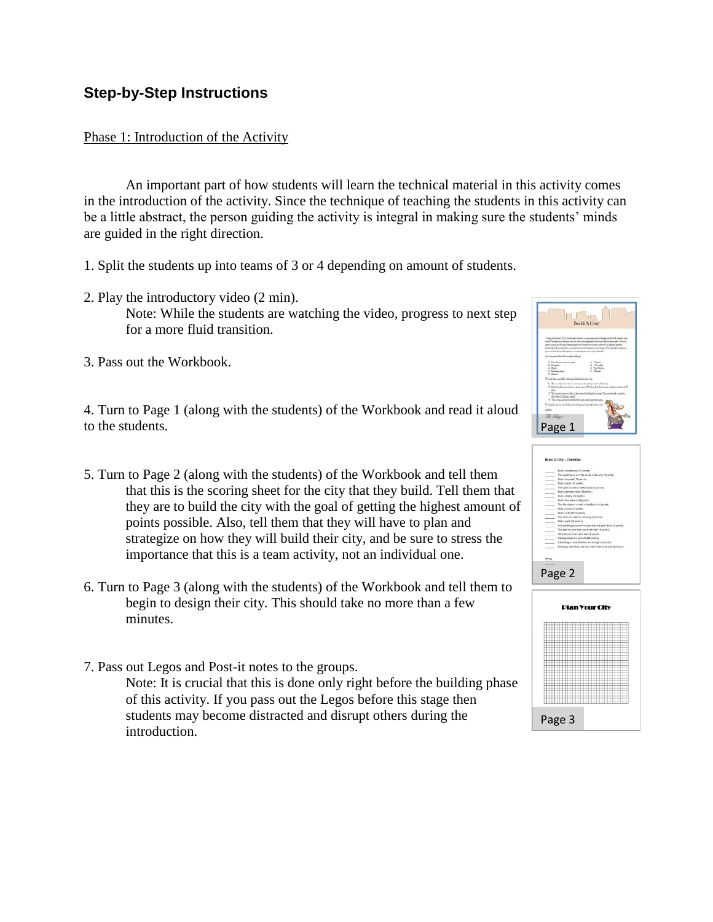## Step-by-Step Instructions

Phase 1: Introduction of the Activity

An important part of how students will learn the technical material in this activity comes in the introduction of the activity. Since the technique of teaching the students in this activity can be a little abstract, the person guiding the activity is integral in making sure the students' minds are guided in the right direction.

1. Split the students up into teams of 3 or 4 depending on amount of students.

2. Play the introductory video (2 min).
   Note: While the students are watching the video, progress to next step for a more fluid transition.

3. Pass out the Workbook.

4. Turn to Page 1 (along with the students) of the Workbook and read it aloud to the students.

5. Turn to Page 2 (along with the students) of the Workbook and tell them that this is the scoring sheet for the city that they build. Tell them that they are to build the city with the goal of getting the highest amount of points possible. Also, tell them that they will have to plan and strategize on how they will build their city, and be sure to stress the importance that this is a team activity, not an individual one.

6. Turn to Page 3 (along with the students) of the Workbook and tell them to begin to design their city. This should take no more than a few minutes.

7. Pass out Legos and Post-it notes to the groups.
   Note: It is crucial that this is done only right before the building phase of this activity. If you pass out the Legos before this stage then students may become distracted and disrupt others during the introduction.

Page 1

Page 2

Page 3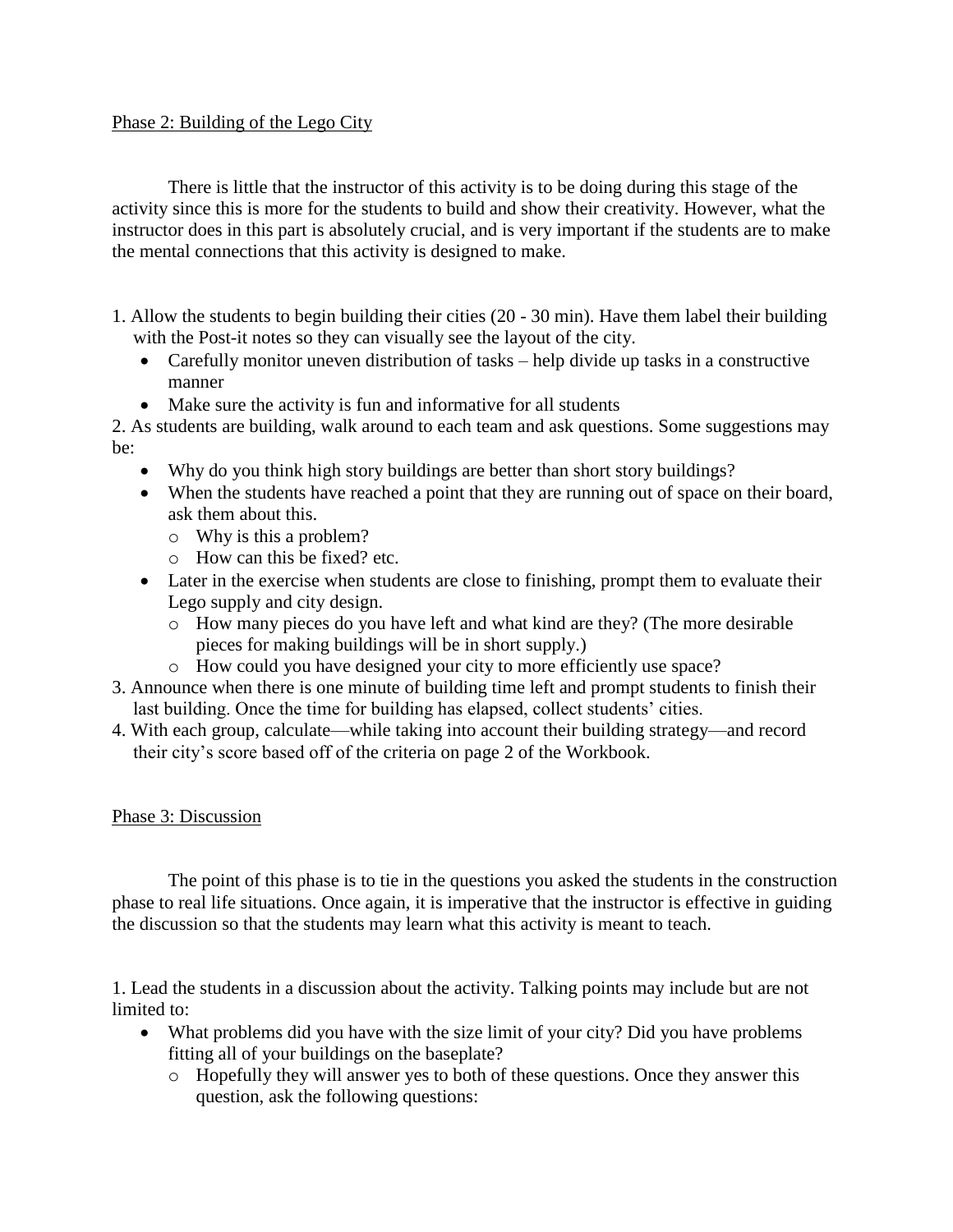Phase 2: Building of the Lego City

There is little that the instructor of this activity is to be doing during this stage of the activity since this is more for the students to build and show their creativity. However, what the instructor does in this part is absolutely crucial, and is very important if the students are to make the mental connections that this activity is designed to make.

1. Allow the students to begin building their cities (20 - 30 min). Have them label their building with the Post-it notes so they can visually see the layout of the city.
   - Carefully monitor uneven distribution of tasks – help divide up tasks in a constructive manner
   - Make sure the activity is fun and informative for all students
2. As students are building, walk around to each team and ask questions. Some suggestions may be:
   - Why do you think high story buildings are better than short story buildings?
   - When the students have reached a point that they are running out of space on their board, ask them about this.
     - Why is this a problem?
     - How can this be fixed? etc.
   - Later in the exercise when students are close to finishing, prompt them to evaluate their Lego supply and city design.
     - How many pieces do you have left and what kind are they? (The more desirable pieces for making buildings will be in short supply.)
     - How could you have designed your city to more efficiently use space?
3. Announce when there is one minute of building time left and prompt students to finish their last building. Once the time for building has elapsed, collect students' cities.
4. With each group, calculate—while taking into account their building strategy—and record their city's score based off of the criteria on page 2 of the Workbook.

Phase 3: Discussion

The point of this phase is to tie in the questions you asked the students in the construction phase to real life situations. Once again, it is imperative that the instructor is effective in guiding the discussion so that the students may learn what this activity is meant to teach.

1. Lead the students in a discussion about the activity. Talking points may include but are not limited to:
   - What problems did you have with the size limit of your city? Did you have problems fitting all of your buildings on the baseplate?
     - Hopefully they will answer yes to both of these questions. Once they answer this question, ask the following questions: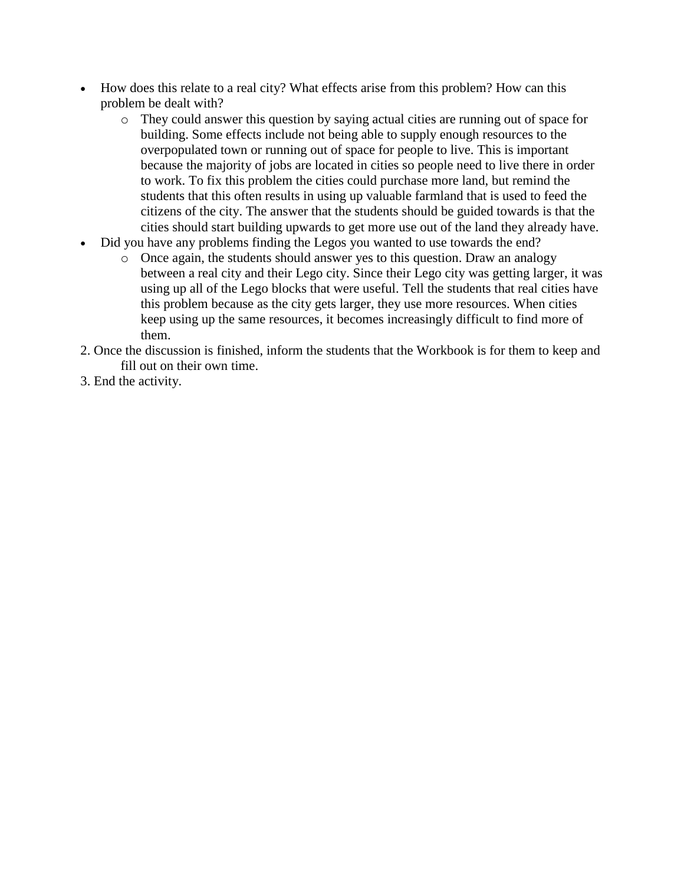- How does this relate to a real city? What effects arise from this problem? How can this problem be dealt with?
    - They could answer this question by saying actual cities are running out of space for building. Some effects include not being able to supply enough resources to the overpopulated town or running out of space for people to live. This is important because the majority of jobs are located in cities so people need to live there in order to work. To fix this problem the cities could purchase more land, but remind the students that this often results in using up valuable farmland that is used to feed the citizens of the city. The answer that the students should be guided towards is that the cities should start building upwards to get more use out of the land they already have.
- Did you have any problems finding the Legos you wanted to use towards the end?
    - Once again, the students should answer yes to this question. Draw an analogy between a real city and their Lego city. Since their Lego city was getting larger, it was using up all of the Lego blocks that were useful. Tell the students that real cities have this problem because as the city gets larger, they use more resources. When cities keep using up the same resources, it becomes increasingly difficult to find more of them.

2. Once the discussion is finished, inform the students that the Workbook is for them to keep and fill out on their own time.
3. End the activity.